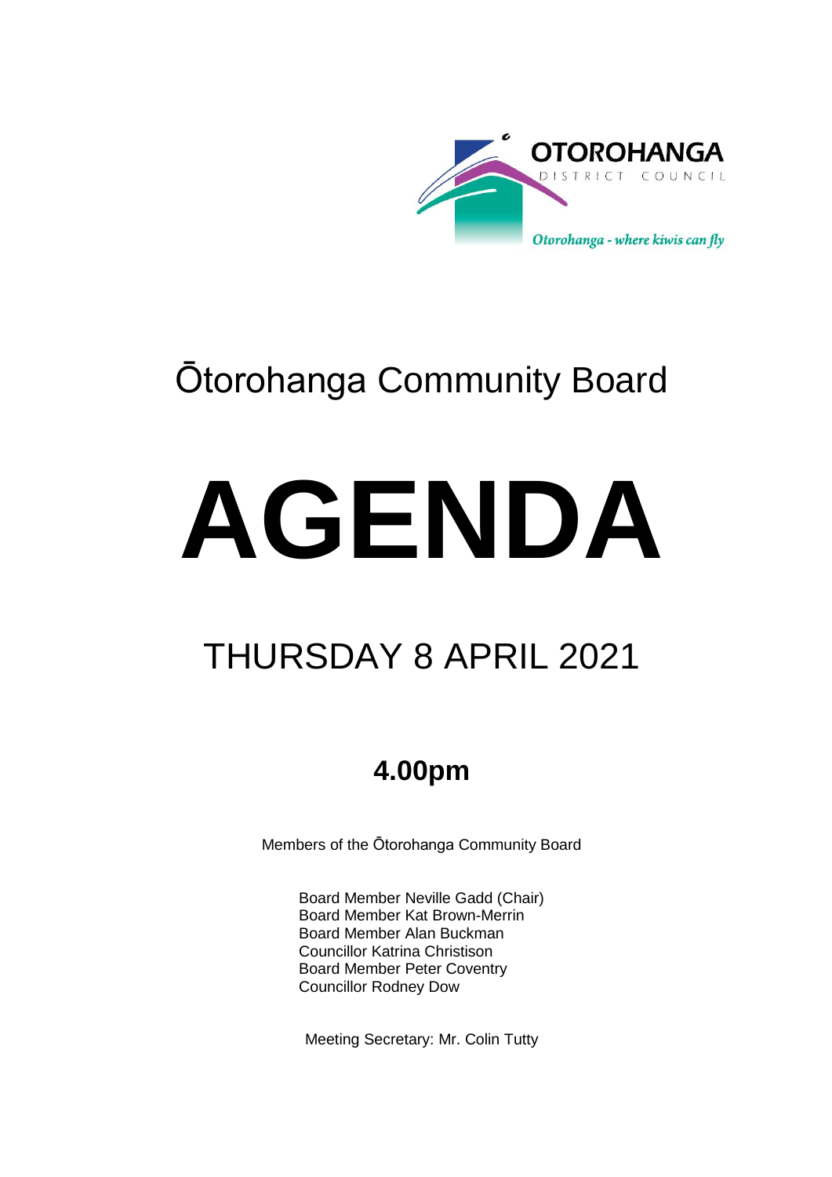OTOROHANGA DISTRICT COUNCIL

*Otorohanga - where kiwis can fly*

# Ōtorohanga Community Board

# AGENDA

## THURSDAY 8 APRIL 2021

### 4.00pm

Members of the Ōtorohanga Community Board

Board Member Neville Gadd (Chair)
Board Member Kat Brown-Merrin
Board Member Alan Buckman
Councillor Katrina Christison
Board Member Peter Coventry
Councillor Rodney Dow

Meeting Secretary: Mr. Colin Tutty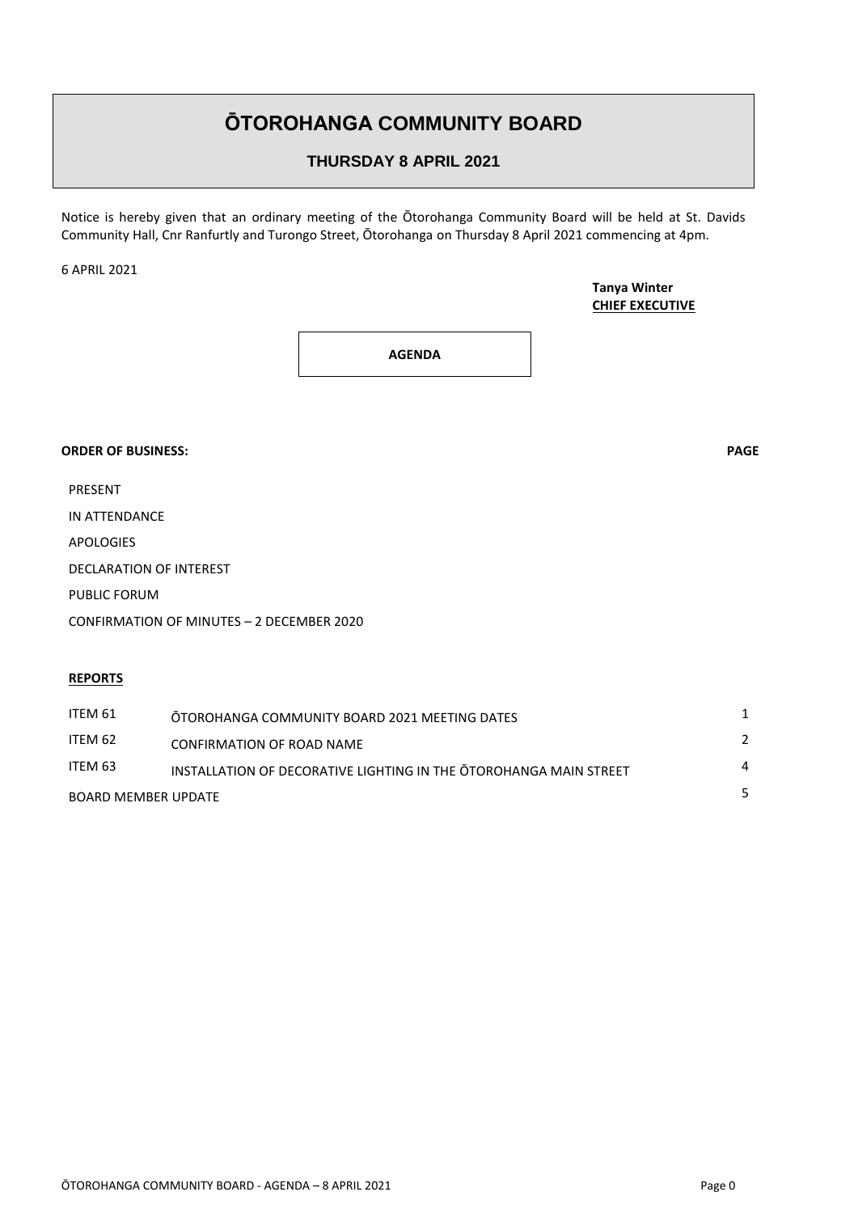# ŌTOROHANGA COMMUNITY BOARD

## THURSDAY 8 APRIL 2021

Notice is hereby given that an ordinary meeting of the Ōtorohanga Community Board will be held at St. Davids Community Hall, Cnr Ranfurtly and Turongo Street, Ōtorohanga on Thursday 8 April 2021 commencing at 4pm.

6 APRIL 2021

**Tanya Winter**
**CHIEF EXECUTIVE**

**AGENDA**

**ORDER OF BUSINESS:** **PAGE**

PRESENT

IN ATTENDANCE

APOLOGIES

DECLARATION OF INTEREST

PUBLIC FORUM

CONFIRMATION OF MINUTES – 2 DECEMBER 2020

**REPORTS**

| | | |
|---|---|---|
| ITEM 61 | ŌTOROHANGA COMMUNITY BOARD 2021 MEETING DATES | 1 |
| ITEM 62 | CONFIRMATION OF ROAD NAME | 2 |
| ITEM 63 | INSTALLATION OF DECORATIVE LIGHTING IN THE ŌTOROHANGA MAIN STREET | 4 |
| BOARD MEMBER UPDATE | | 5 |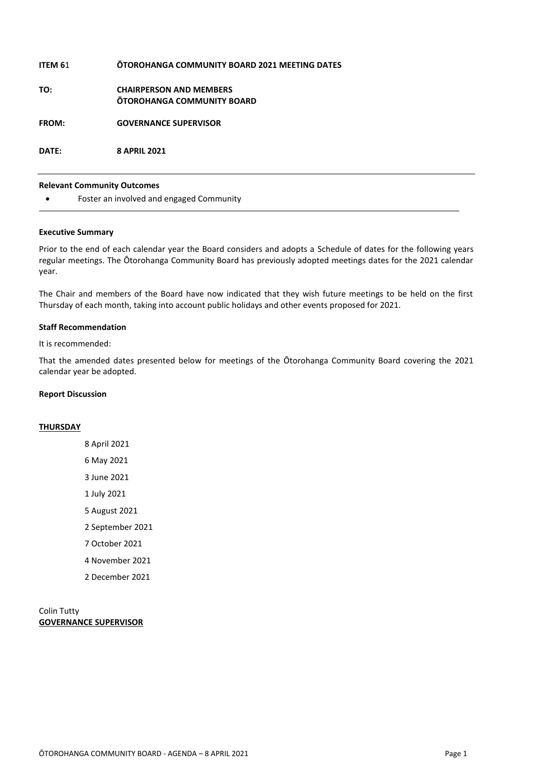**ITEM 61** **ŌTOROHANGA COMMUNITY BOARD 2021 MEETING DATES**

**TO:** **CHAIRPERSON AND MEMBERS**
**ŌTOROHANGA COMMUNITY BOARD**

**FROM:** **GOVERNANCE SUPERVISOR**

**DATE:** **8 APRIL 2021**

---

**Relevant Community Outcomes**

- Foster an involved and engaged Community

---

**Executive Summary**

Prior to the end of each calendar year the Board considers and adopts a Schedule of dates for the following years regular meetings. The Ōtorohanga Community Board has previously adopted meetings dates for the 2021 calendar year.

The Chair and members of the Board have now indicated that they wish future meetings to be held on the first Thursday of each month, taking into account public holidays and other events proposed for 2021.

**Staff Recommendation**

It is recommended:

That the amended dates presented below for meetings of the Ōtorohanga Community Board covering the 2021 calendar year be adopted.

**Report Discussion**

**THURSDAY**

8 April 2021
6 May 2021
3 June 2021
1 July 2021
5 August 2021
2 September 2021
7 October 2021
4 November 2021
2 December 2021

Colin Tutty
**GOVERNANCE SUPERVISOR**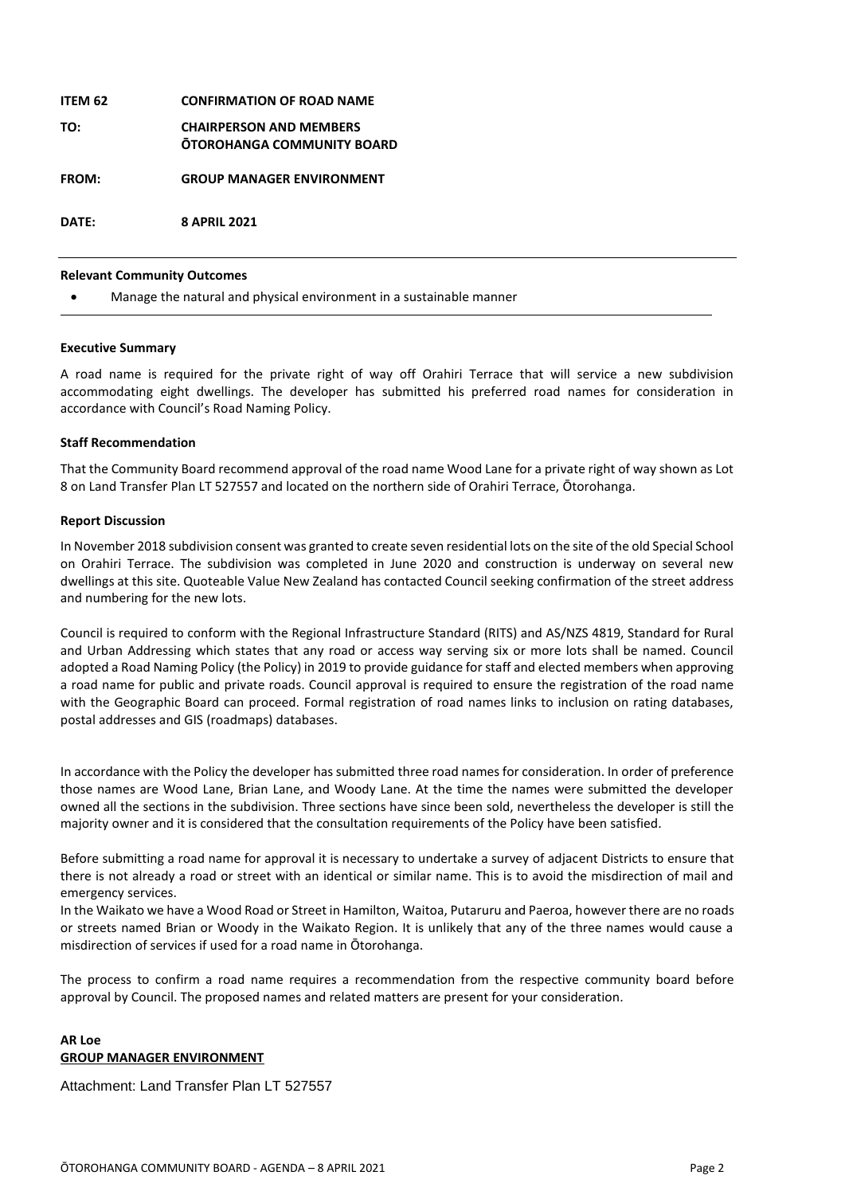**ITEM 62 CONFIRMATION OF ROAD NAME**

**TO: CHAIRPERSON AND MEMBERS**
**ŌTOROHANGA COMMUNITY BOARD**

**FROM: GROUP MANAGER ENVIRONMENT**

**DATE: 8 APRIL 2021**

---

**Relevant Community Outcomes**

- Manage the natural and physical environment in a sustainable manner

---

**Executive Summary**

A road name is required for the private right of way off Orahiri Terrace that will service a new subdivision accommodating eight dwellings. The developer has submitted his preferred road names for consideration in accordance with Council's Road Naming Policy.

**Staff Recommendation**

That the Community Board recommend approval of the road name Wood Lane for a private right of way shown as Lot 8 on Land Transfer Plan LT 527557 and located on the northern side of Orahiri Terrace, Ōtorohanga.

**Report Discussion**

In November 2018 subdivision consent was granted to create seven residential lots on the site of the old Special School on Orahiri Terrace. The subdivision was completed in June 2020 and construction is underway on several new dwellings at this site. Quoteable Value New Zealand has contacted Council seeking confirmation of the street address and numbering for the new lots.

Council is required to conform with the Regional Infrastructure Standard (RITS) and AS/NZS 4819, Standard for Rural and Urban Addressing which states that any road or access way serving six or more lots shall be named. Council adopted a Road Naming Policy (the Policy) in 2019 to provide guidance for staff and elected members when approving a road name for public and private roads. Council approval is required to ensure the registration of the road name with the Geographic Board can proceed. Formal registration of road names links to inclusion on rating databases, postal addresses and GIS (roadmaps) databases.

In accordance with the Policy the developer has submitted three road names for consideration. In order of preference those names are Wood Lane, Brian Lane, and Woody Lane. At the time the names were submitted the developer owned all the sections in the subdivision. Three sections have since been sold, nevertheless the developer is still the majority owner and it is considered that the consultation requirements of the Policy have been satisfied.

Before submitting a road name for approval it is necessary to undertake a survey of adjacent Districts to ensure that there is not already a road or street with an identical or similar name. This is to avoid the misdirection of mail and emergency services.
In the Waikato we have a Wood Road or Street in Hamilton, Waitoa, Putaruru and Paeroa, however there are no roads or streets named Brian or Woody in the Waikato Region. It is unlikely that any of the three names would cause a misdirection of services if used for a road name in Ōtorohanga.

The process to confirm a road name requires a recommendation from the respective community board before approval by Council. The proposed names and related matters are present for your consideration.

**AR Loe**
**GROUP MANAGER ENVIRONMENT**

Attachment: Land Transfer Plan LT 527557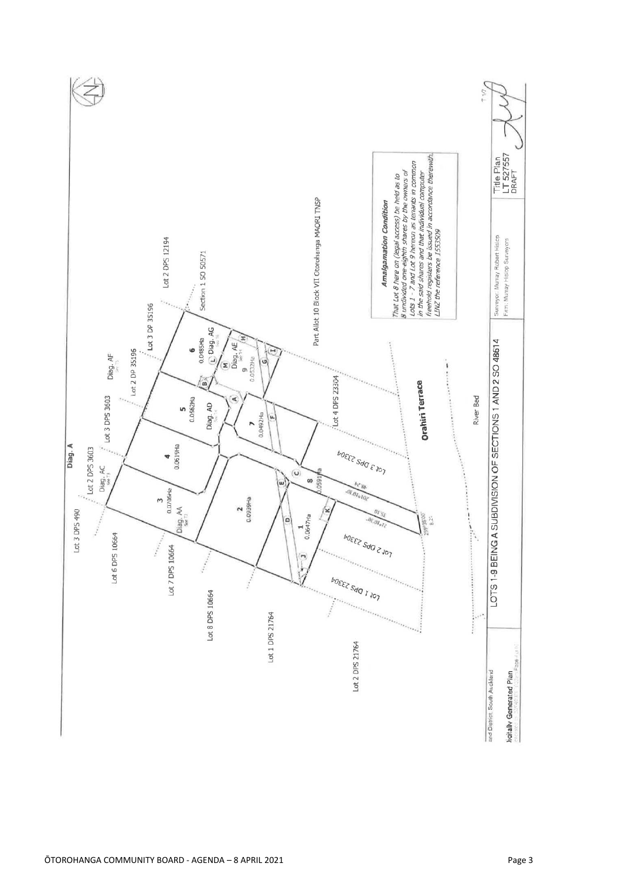Diag. A

Lot 3 DPS 490

Lot 2 DPS 3603

Diag. AC

Lot 3 DPS 3603

Diag. AF

Lot 3 DP 35196

Lot 2 DP 35196

Lot 2 DPS 12194

Section 1 SO 50571

Lot 6 DPS 10664

Lot 7 DPS 10664

Lot 8 DPS 10664

Lot 1 DPS 21764

Lot 2 DPS 21764

3
0.0706Ha

Diag. AA

4
0.0619Ha

5
0.0562Ha

Diag. AD

6
0.0485Ha

Diag. AG

Diag. AE

9
0.0532Ha

7
0.0492Ha

2
0.0939Ha

1
0.0647Ha

8
0.0591Ha

Lot 3 DPS 23304

Lot 2 DPS 23304

Lot 1 DPS 23304

Lot 4 DPS 23304

Part Allot 10 Block VII Otorohanga MAORI TNSP

Orahiri Terrace

River Bed

**Amalgamation Condition**

*That Lot 8 here on (legal access) be held as to 8 undivided one-eighth shares by the owners of Lots 1 - 7 and Lot 9 hereon as tenants in common in the said shares and that individual computer freehold registers be issued in accordance therewith. LINZ the reference 1553509*

LOTS 1-9 BEING A SUBDIVISION OF SECTIONS 1 AND 2 SO 48614

Surveyor: Murray Robert Hislop
Firm: Murray Hislop Surveyors

Title Plan
LT 527557
DRAFT

Land District South Auckland

Digitally Generated Plan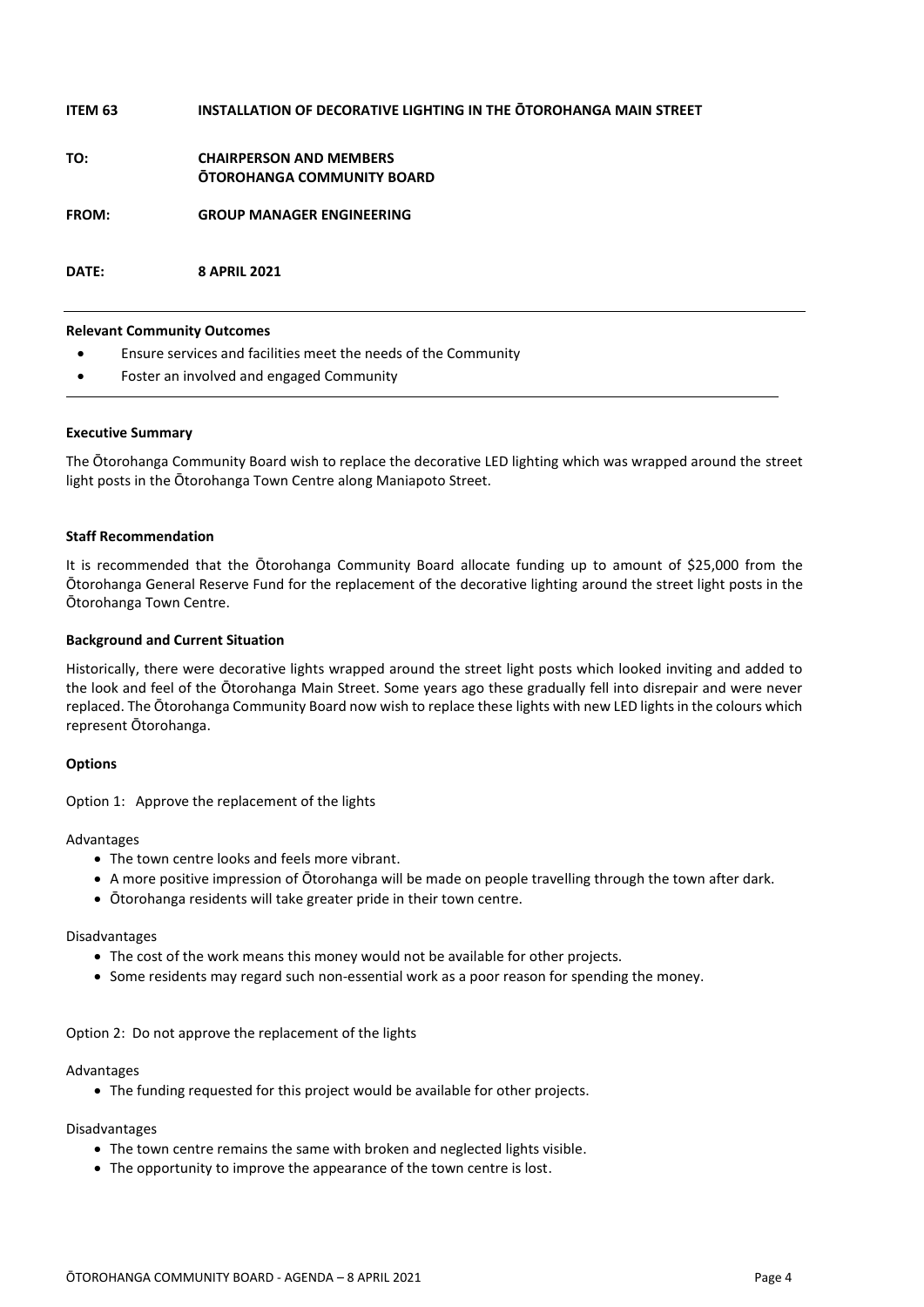**ITEM 63 INSTALLATION OF DECORATIVE LIGHTING IN THE ŌTOROHANGA MAIN STREET**

**TO: CHAIRPERSON AND MEMBERS**
**ŌTOROHANGA COMMUNITY BOARD**

**FROM: GROUP MANAGER ENGINEERING**

**DATE: 8 APRIL 2021**

---

**Relevant Community Outcomes**

- Ensure services and facilities meet the needs of the Community
- Foster an involved and engaged Community

---

**Executive Summary**

The Ōtorohanga Community Board wish to replace the decorative LED lighting which was wrapped around the street light posts in the Ōtorohanga Town Centre along Maniapoto Street.

**Staff Recommendation**

It is recommended that the Ōtorohanga Community Board allocate funding up to amount of $25,000 from the Ōtorohanga General Reserve Fund for the replacement of the decorative lighting around the street light posts in the Ōtorohanga Town Centre.

**Background and Current Situation**

Historically, there were decorative lights wrapped around the street light posts which looked inviting and added to the look and feel of the Ōtorohanga Main Street. Some years ago these gradually fell into disrepair and were never replaced. The Ōtorohanga Community Board now wish to replace these lights with new LED lights in the colours which represent Ōtorohanga.

**Options**

Option 1: Approve the replacement of the lights

Advantages

- The town centre looks and feels more vibrant.
- A more positive impression of Ōtorohanga will be made on people travelling through the town after dark.
- Ōtorohanga residents will take greater pride in their town centre.

Disadvantages

- The cost of the work means this money would not be available for other projects.
- Some residents may regard such non-essential work as a poor reason for spending the money.

Option 2: Do not approve the replacement of the lights

Advantages

- The funding requested for this project would be available for other projects.

Disadvantages

- The town centre remains the same with broken and neglected lights visible.
- The opportunity to improve the appearance of the town centre is lost.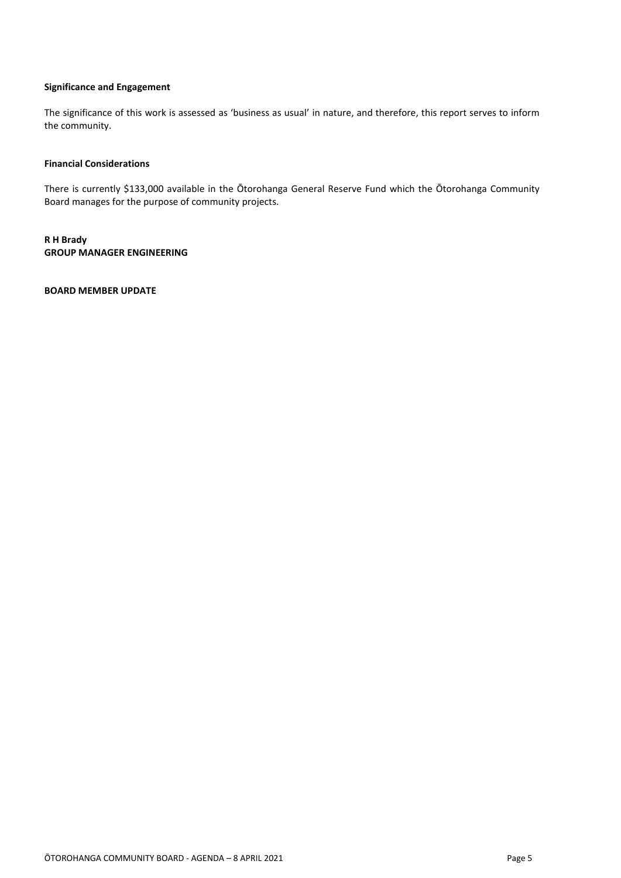**Significance and Engagement**

The significance of this work is assessed as 'business as usual' in nature, and therefore, this report serves to inform the community.

**Financial Considerations**

There is currently $133,000 available in the Ōtorohanga General Reserve Fund which the Ōtorohanga Community Board manages for the purpose of community projects.

**R H Brady**
**GROUP MANAGER ENGINEERING**

**BOARD MEMBER UPDATE**